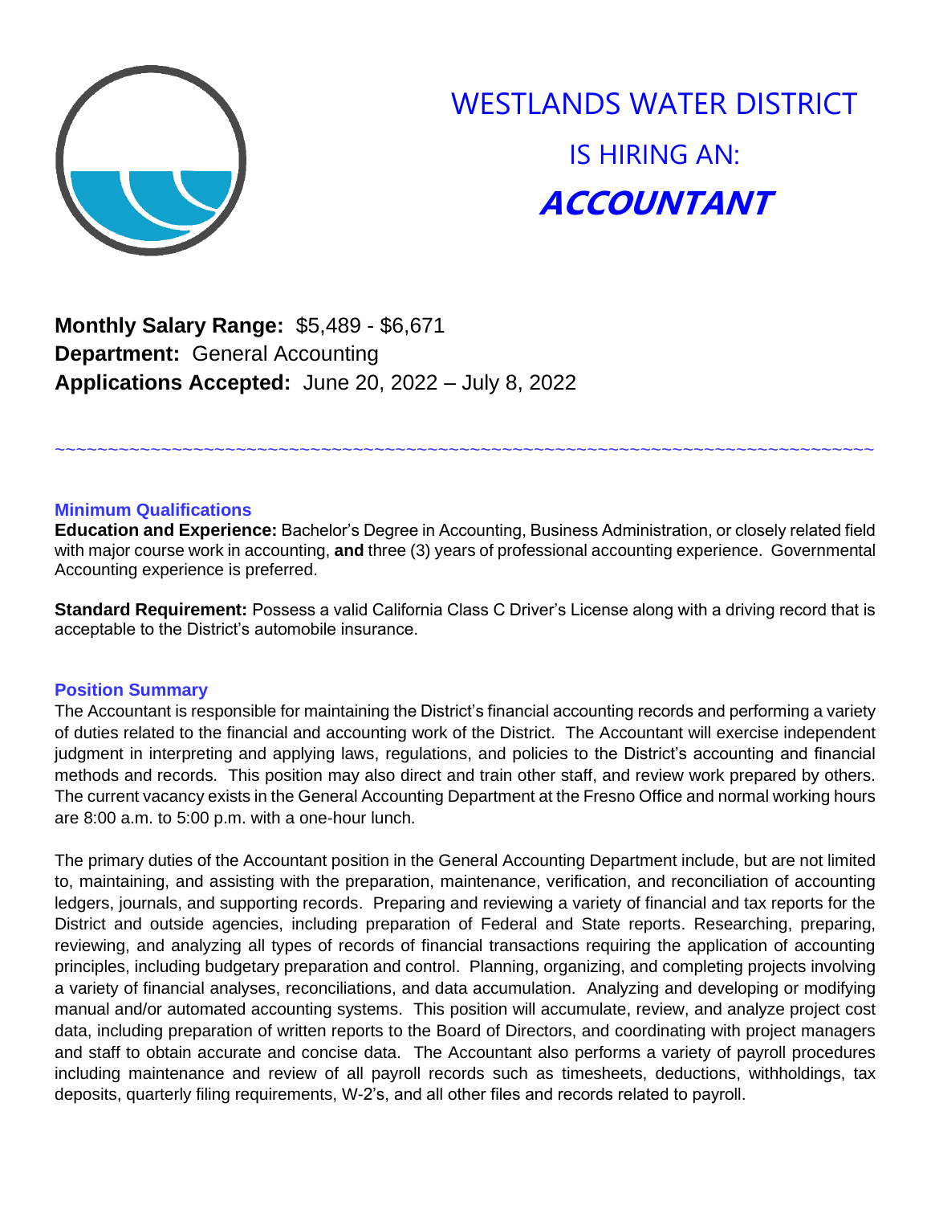# WESTLANDS WATER DISTRICT

## IS HIRING AN:

## *ACCOUNTANT*

**Monthly Salary Range:** $5,489 - $6,671
**Department:** General Accounting
**Applications Accepted:** June 20, 2022 – July 8, 2022

~~~~~~~~~~~~~~~~~~~~~~~~~~~~~~~~~~~~~~~~~~~~~~~~~~~~~~~~~~~~~~~~~~~~~~~~~~~~~~~~

### Minimum Qualifications

**Education and Experience:** Bachelor's Degree in Accounting, Business Administration, or closely related field with major course work in accounting, **and** three (3) years of professional accounting experience. Governmental Accounting experience is preferred.

**Standard Requirement:** Possess a valid California Class C Driver's License along with a driving record that is acceptable to the District's automobile insurance.

### Position Summary

The Accountant is responsible for maintaining the District's financial accounting records and performing a variety of duties related to the financial and accounting work of the District. The Accountant will exercise independent judgment in interpreting and applying laws, regulations, and policies to the District's accounting and financial methods and records. This position may also direct and train other staff, and review work prepared by others. The current vacancy exists in the General Accounting Department at the Fresno Office and normal working hours are 8:00 a.m. to 5:00 p.m. with a one-hour lunch.

The primary duties of the Accountant position in the General Accounting Department include, but are not limited to, maintaining, and assisting with the preparation, maintenance, verification, and reconciliation of accounting ledgers, journals, and supporting records. Preparing and reviewing a variety of financial and tax reports for the District and outside agencies, including preparation of Federal and State reports. Researching, preparing, reviewing, and analyzing all types of records of financial transactions requiring the application of accounting principles, including budgetary preparation and control. Planning, organizing, and completing projects involving a variety of financial analyses, reconciliations, and data accumulation. Analyzing and developing or modifying manual and/or automated accounting systems. This position will accumulate, review, and analyze project cost data, including preparation of written reports to the Board of Directors, and coordinating with project managers and staff to obtain accurate and concise data. The Accountant also performs a variety of payroll procedures including maintenance and review of all payroll records such as timesheets, deductions, withholdings, tax deposits, quarterly filing requirements, W-2's, and all other files and records related to payroll.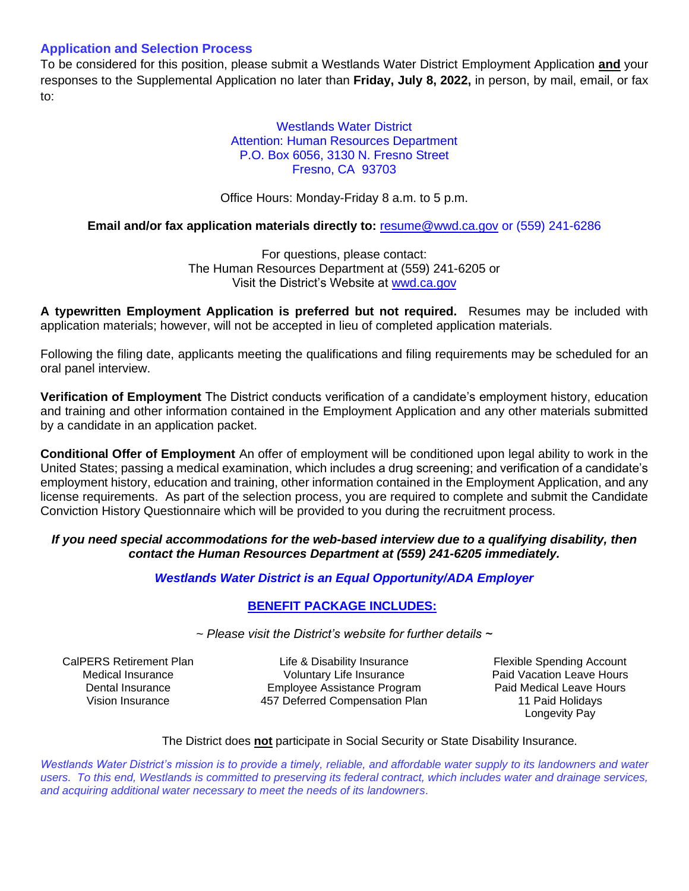## Application and Selection Process

To be considered for this position, please submit a Westlands Water District Employment Application **and** your responses to the Supplemental Application no later than **Friday, July 8, 2022,** in person, by mail, email, or fax to:

Westlands Water District
Attention: Human Resources Department
P.O. Box 6056, 3130 N. Fresno Street
Fresno, CA 93703

Office Hours: Monday-Friday 8 a.m. to 5 p.m.

**Email and/or fax application materials directly to:** resume@wwd.ca.gov or (559) 241-6286

For questions, please contact:
The Human Resources Department at (559) 241-6205 or
Visit the District's Website at wwd.ca.gov

**A typewritten Employment Application is preferred but not required.** Resumes may be included with application materials; however, will not be accepted in lieu of completed application materials.

Following the filing date, applicants meeting the qualifications and filing requirements may be scheduled for an oral panel interview.

**Verification of Employment** The District conducts verification of a candidate's employment history, education and training and other information contained in the Employment Application and any other materials submitted by a candidate in an application packet.

**Conditional Offer of Employment** An offer of employment will be conditioned upon legal ability to work in the United States; passing a medical examination, which includes a drug screening; and verification of a candidate's employment history, education and training, other information contained in the Employment Application, and any license requirements. As part of the selection process, you are required to complete and submit the Candidate Conviction History Questionnaire which will be provided to you during the recruitment process.

***If you need special accommodations for the web-based interview due to a qualifying disability, then contact the Human Resources Department at (559) 241-6205 immediately.***

***Westlands Water District is an Equal Opportunity/ADA Employer***

## BENEFIT PACKAGE INCLUDES:

*~ Please visit the District's website for further details ~*

CalPERS Retirement Plan
Medical Insurance
Dental Insurance
Vision Insurance

Life & Disability Insurance
Voluntary Life Insurance
Employee Assistance Program
457 Deferred Compensation Plan

Flexible Spending Account
Paid Vacation Leave Hours
Paid Medical Leave Hours
11 Paid Holidays
Longevity Pay

The District does **not** participate in Social Security or State Disability Insurance.

*Westlands Water District's mission is to provide a timely, reliable, and affordable water supply to its landowners and water users. To this end, Westlands is committed to preserving its federal contract, which includes water and drainage services, and acquiring additional water necessary to meet the needs of its landowners.*